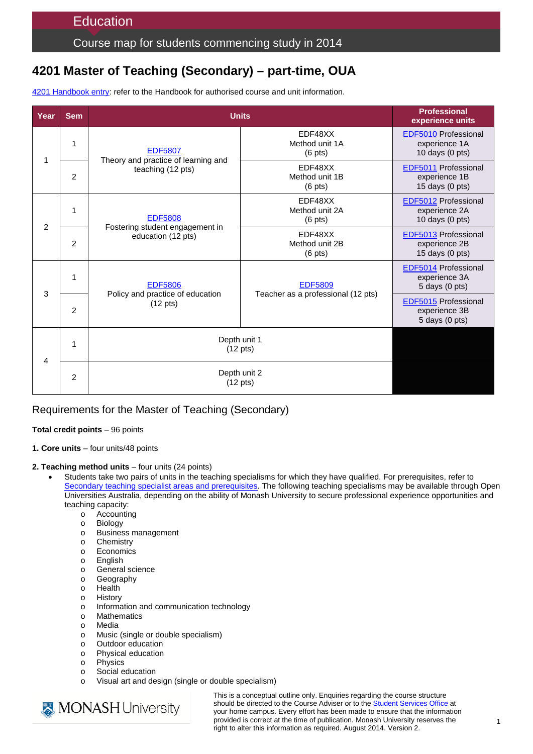# Education

## Course map for students commencing study in 2014

# 4201 Master of Teaching (Secondary) – part-time, OUA

4201 Handbook entry: refer to the Handbook for authorised course and unit information.

| Year | Sem | Units | | Professional experience units |
|---|---|---|---|---|
| 1 | 1 | EDF5807 Theory and practice of learning and teaching (12 pts) | EDF48XX Method unit 1A (6 pts) | EDF5010 Professional experience 1A 10 days (0 pts) |
| | 2 | | EDF48XX Method unit 1B (6 pts) | EDF5011 Professional experience 1B 15 days (0 pts) |
| 2 | 1 | EDF5808 Fostering student engagement in education (12 pts) | EDF48XX Method unit 2A (6 pts) | EDF5012 Professional experience 2A 10 days (0 pts) |
| | 2 | | EDF48XX Method unit 2B (6 pts) | EDF5013 Professional experience 2B 15 days (0 pts) |
| 3 | 1 | EDF5806 Policy and practice of education (12 pts) | EDF5809 Teacher as a professional (12 pts) | EDF5014 Professional experience 3A 5 days (0 pts) |
| | 2 | | | EDF5015 Professional experience 3B 5 days (0 pts) |
| 4 | 1 | Depth unit 1 (12 pts) | | |
| | 2 | Depth unit 2 (12 pts) | | |

## Requirements for the Master of Teaching (Secondary)

**Total credit points** – 96 points

**1. Core units** – four units/48 points

**2. Teaching method units** – four units (24 points)

- Students take two pairs of units in the teaching specialisms for which they have qualified. For prerequisites, refer to Secondary teaching specialist areas and prerequisites. The following teaching specialisms may be available through Open Universities Australia, depending on the ability of Monash University to secure professional experience opportunities and teaching capacity:
  - Accounting
  - Biology
  - Business management
  - Chemistry
  - Economics
  - English
  - General science
  - Geography
  - Health
  - History
  - Information and communication technology
  - Mathematics
  - Media
  - Music (single or double specialism)
  - Outdoor education
  - Physical education
  - Physics
  - Social education
  - Visual art and design (single or double specialism)

MONASH University

This is a conceptual outline only. Enquiries regarding the course structure should be directed to the Course Adviser or to the Student Services Office at your home campus. Every effort has been made to ensure that the information provided is correct at the time of publication. Monash University reserves the right to alter this information as required. August 2014. Version 2.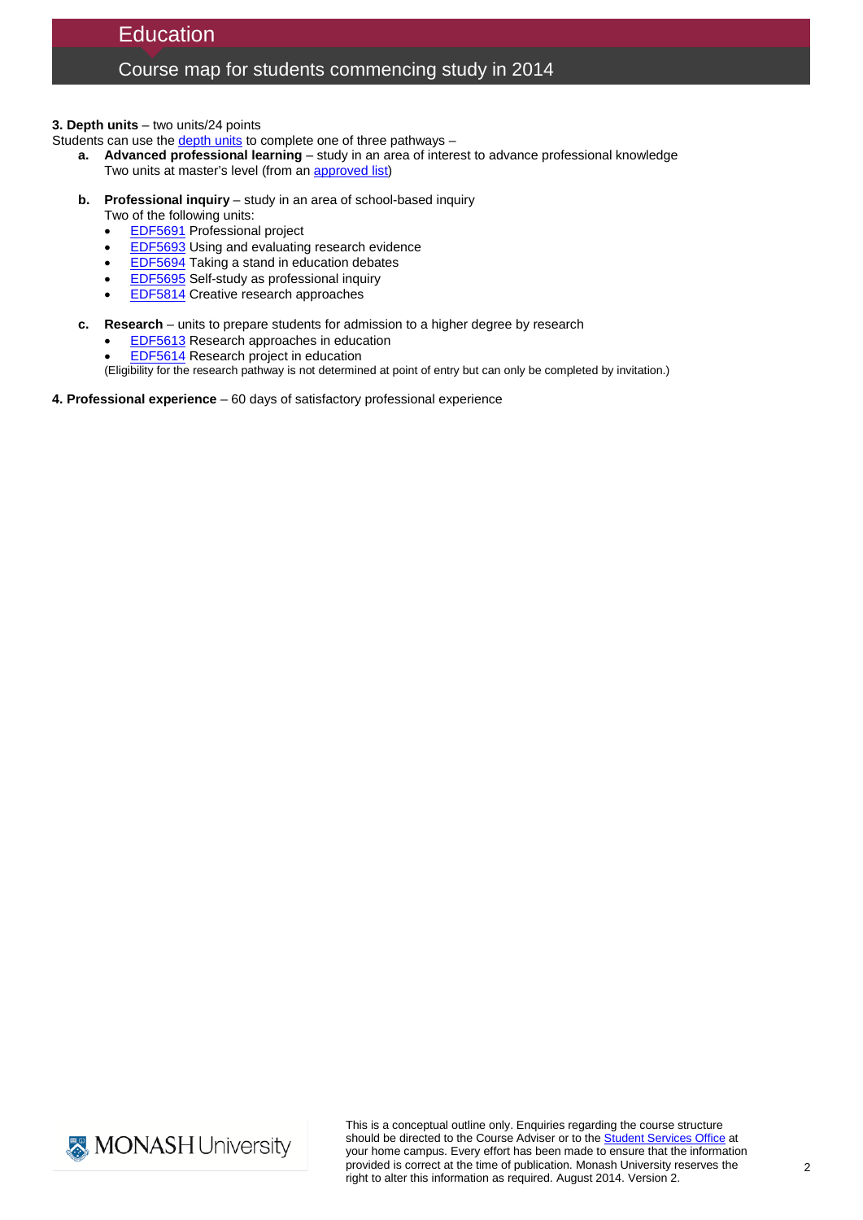**3. Depth units** – two units/24 points

Students can use the depth units to complete one of three pathways –

**a. Advanced professional learning** – study in an area of interest to advance professional knowledge
Two units at master's level (from an approved list)

**b. Professional inquiry** – study in an area of school-based inquiry
Two of the following units:

- EDF5691 Professional project
- EDF5693 Using and evaluating research evidence
- EDF5694 Taking a stand in education debates
- EDF5695 Self-study as professional inquiry
- EDF5814 Creative research approaches

**c. Research** – units to prepare students for admission to a higher degree by research

- EDF5613 Research approaches in education
- EDF5614 Research project in education

(Eligibility for the research pathway is not determined at point of entry but can only be completed by invitation.)

**4. Professional experience** – 60 days of satisfactory professional experience

This is a conceptual outline only. Enquiries regarding the course structure should be directed to the Course Adviser or to the Student Services Office at your home campus. Every effort has been made to ensure that the information provided is correct at the time of publication. Monash University reserves the right to alter this information as required. August 2014. Version 2.